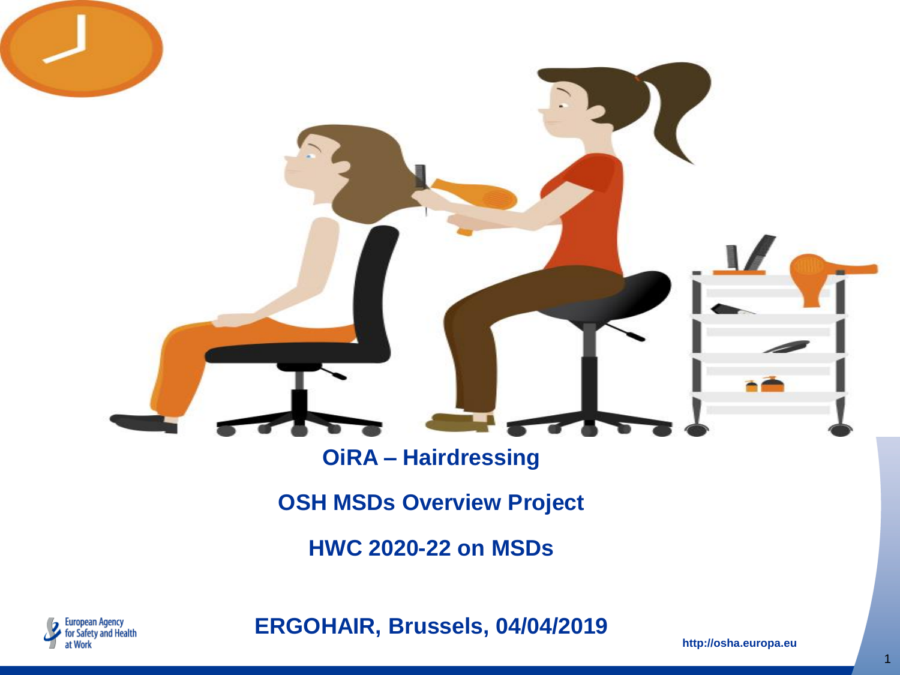# OiRA – Hairdressing

## OSH MSDs Overview Project

## HWC 2020-22 on MSDs

**ERGOHAIR, Brussels, 04/04/2019**

European Agency for Safety and Health at Work

http://osha.europa.eu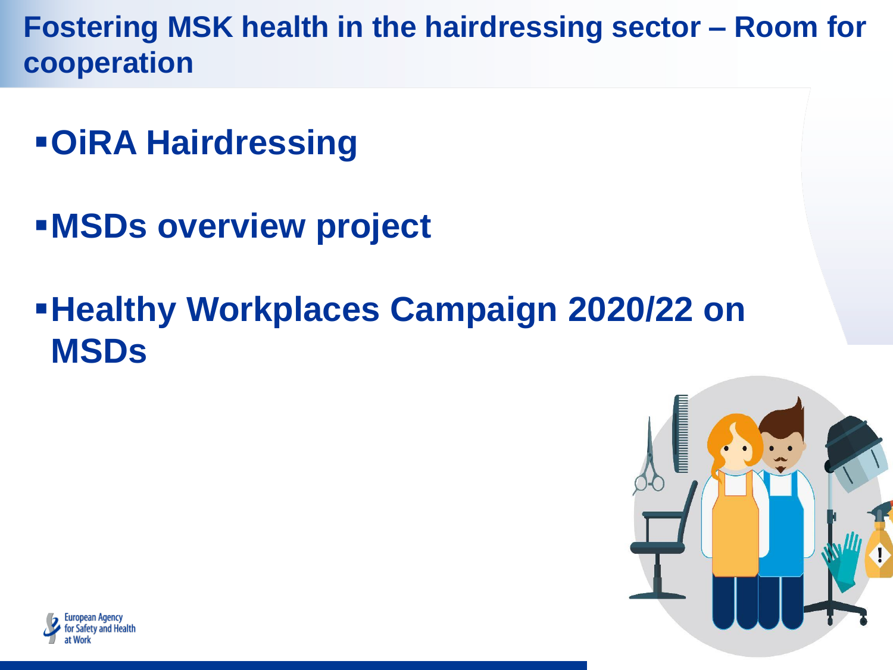# Fostering MSK health in the hairdressing sector – Room for cooperation

- **OiRA Hairdressing**
- **MSDs overview project**
- **Healthy Workplaces Campaign 2020/22 on MSDs**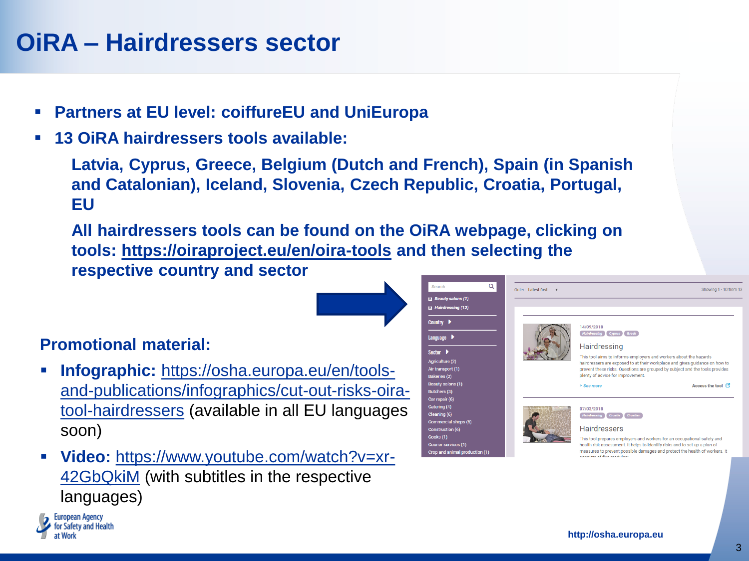# OiRA – Hairdressers sector

- **Partners at EU level: coiffureEU and UniEuropa**
- **13 OiRA hairdressers tools available:**

  **Latvia, Cyprus, Greece, Belgium (Dutch and French), Spain (in Spanish and Catalonian), Iceland, Slovenia, Czech Republic, Croatia, Portugal, EU**

  **All hairdressers tools can be found on the OiRA webpage, clicking on tools: https://oiraproject.eu/en/oira-tools and then selecting the respective country and sector**

## Promotional material:

- **Infographic:** https://osha.europa.eu/en/tools-and-publications/infographics/cut-out-risks-oira-tool-hairdressers (available in all EU languages soon)
- **Video:** https://www.youtube.com/watch?v=xr-42GbQkiM (with subtitles in the respective languages)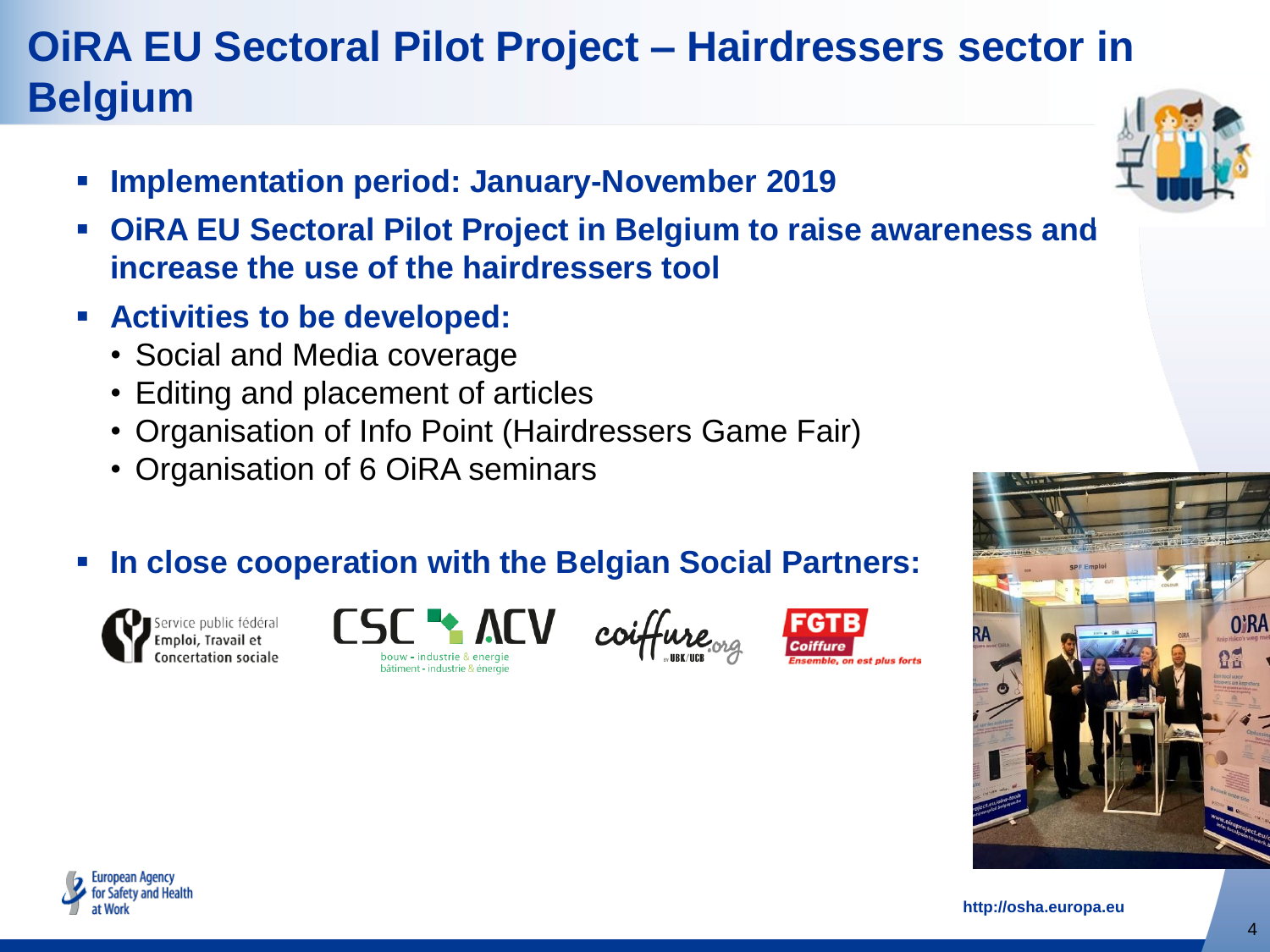# OiRA EU Sectoral Pilot Project – Hairdressers sector in Belgium

- **Implementation period: January-November 2019**
- **OiRA EU Sectoral Pilot Project in Belgium to raise awareness and increase the use of the hairdressers tool**
- **Activities to be developed:**
  - Social and Media coverage
  - Editing and placement of articles
  - Organisation of Info Point (Hairdressers Game Fair)
  - Organisation of 6 OiRA seminars
- **In close cooperation with the Belgian Social Partners:**

Service public fédéral Emploi, Travail et Concertation sociale

CSC ACV bouw - industrie & energie bâtiment - industrie & énergie

coiffure.org UBK/UCB

FGTB Coiffure Ensemble, on est plus forts

http://osha.europa.eu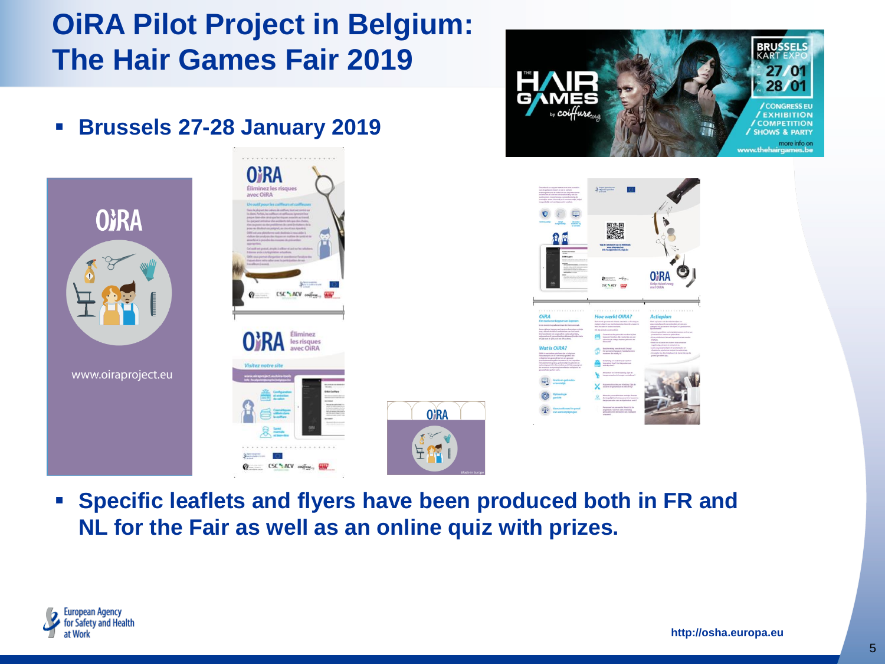# OiRA Pilot Project in Belgium: The Hair Games Fair 2019

- **Brussels 27-28 January 2019**

- **Specific leaflets and flyers have been produced both in FR and NL for the Fair as well as an online quiz with prizes.**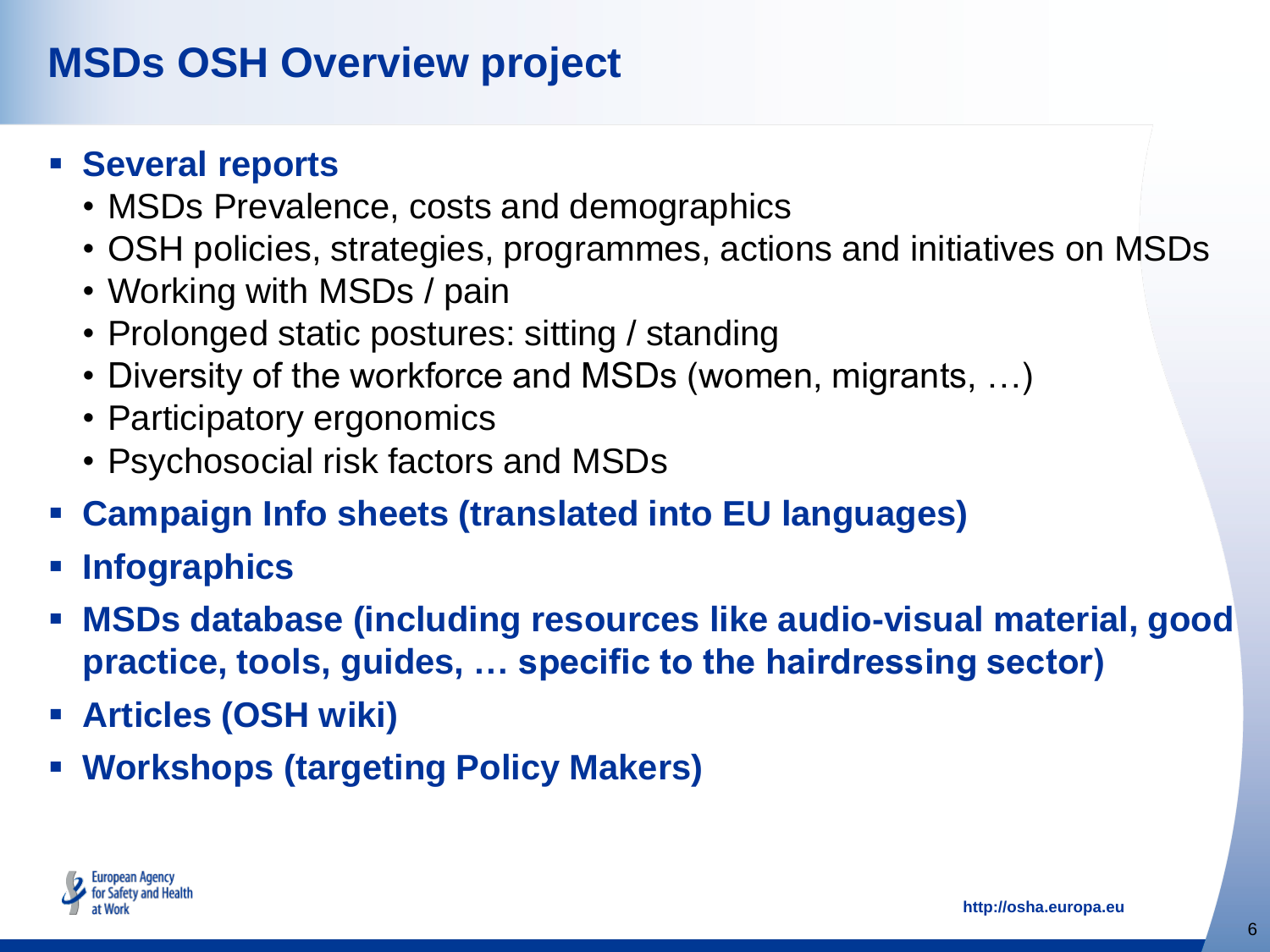# MSDs OSH Overview project

- **Several reports**
  - MSDs Prevalence, costs and demographics
  - OSH policies, strategies, programmes, actions and initiatives on MSDs
  - Working with MSDs / pain
  - Prolonged static postures: sitting / standing
  - Diversity of the workforce and MSDs (women, migrants, …)
  - Participatory ergonomics
  - Psychosocial risk factors and MSDs
- **Campaign Info sheets (translated into EU languages)**
- **Infographics**
- **MSDs database (including resources like audio-visual material, good practice, tools, guides, … specific to the hairdressing sector)**
- **Articles (OSH wiki)**
- **Workshops (targeting Policy Makers)**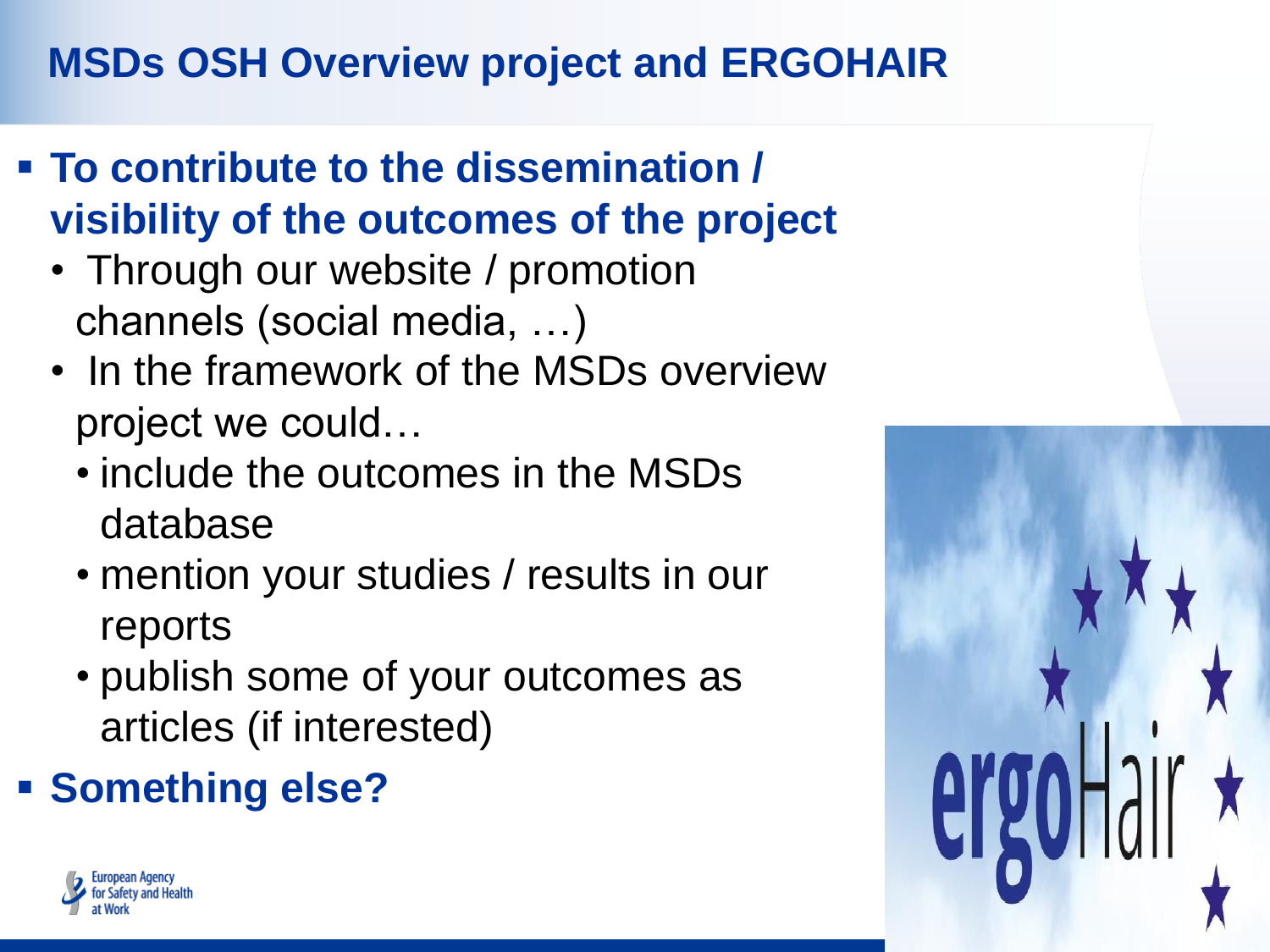# MSDs OSH Overview project and ERGOHAIR

- **To contribute to the dissemination / visibility of the outcomes of the project**
  - Through our website / promotion channels (social media, …)
  - In the framework of the MSDs overview project we could…
    - include the outcomes in the MSDs database
    - mention your studies / results in our reports
    - publish some of your outcomes as articles (if interested)
- **Something else?**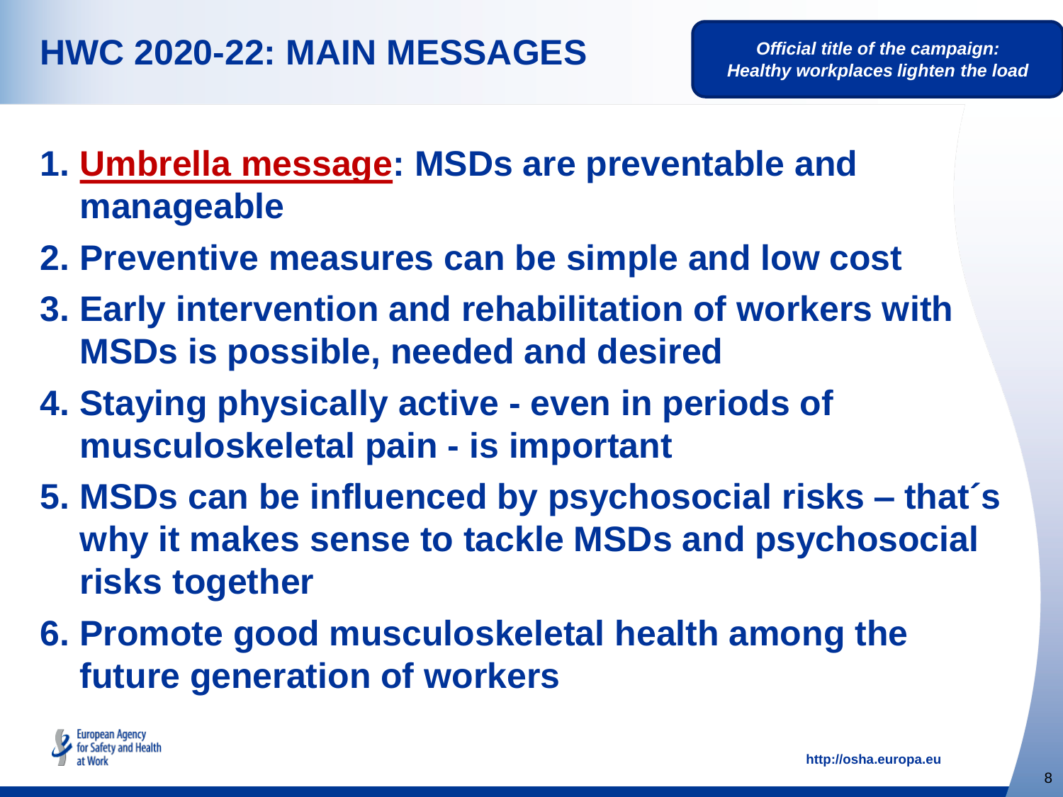## HWC 2020-22: MAIN MESSAGES

***Official title of the campaign: Healthy workplaces lighten the load***

1. **Umbrella message: MSDs are preventable and manageable**
2. **Preventive measures can be simple and low cost**
3. **Early intervention and rehabilitation of workers with MSDs is possible, needed and desired**
4. **Staying physically active - even in periods of musculoskeletal pain - is important**
5. **MSDs can be influenced by psychosocial risks – that´s why it makes sense to tackle MSDs and psychosocial risks together**
6. **Promote good musculoskeletal health among the future generation of workers**

European Agency for Safety and Health at Work

**http://osha.europa.eu**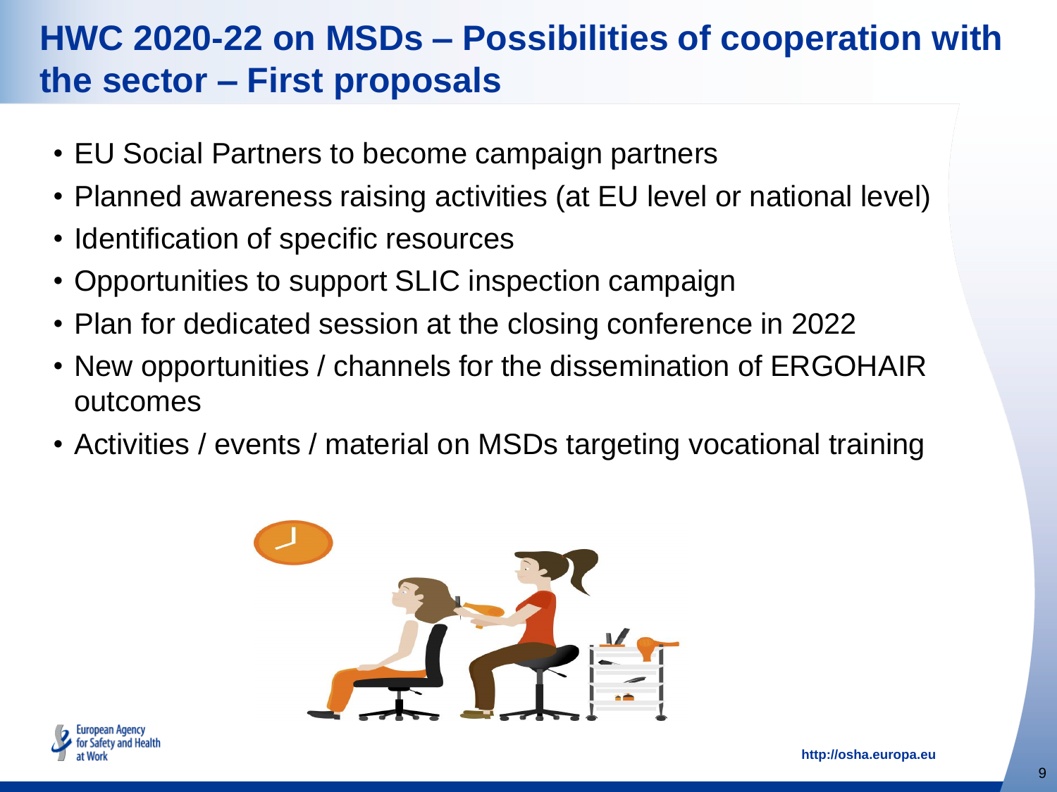# HWC 2020-22 on MSDs – Possibilities of cooperation with the sector – First proposals

- EU Social Partners to become campaign partners
- Planned awareness raising activities (at EU level or national level)
- Identification of specific resources
- Opportunities to support SLIC inspection campaign
- Plan for dedicated session at the closing conference in 2022
- New opportunities / channels for the dissemination of ERGOHAIR outcomes
- Activities / events / material on MSDs targeting vocational training